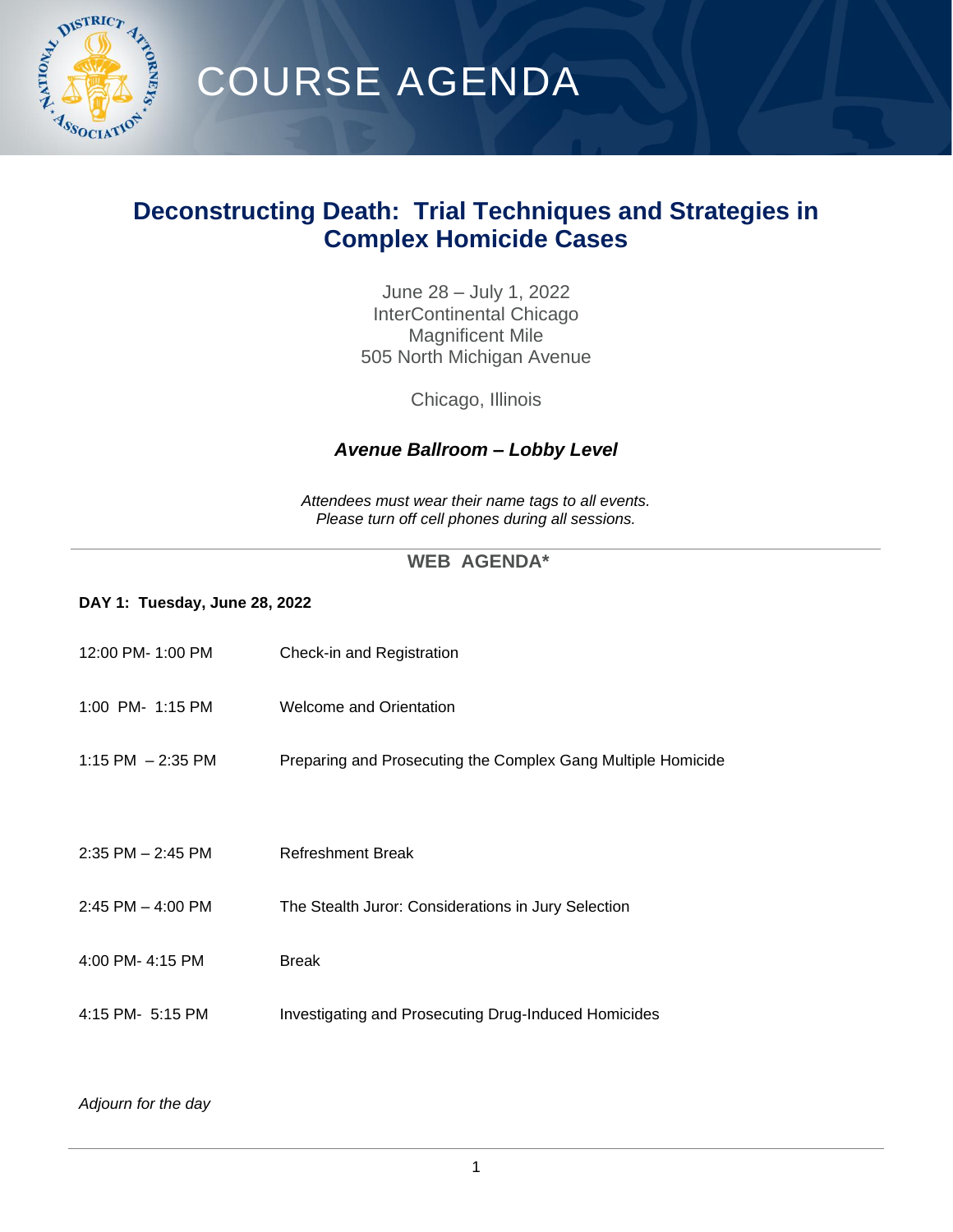# COURSE AGENDA

## Deconstructing Death: Trial Techniques and Strategies in Complex Homicide Cases

June 28 – July 1, 2022
InterContinental Chicago
Magnificent Mile
505 North Michigan Avenue

Chicago, Illinois

***Avenue Ballroom – Lobby Level***

*Attendees must wear their name tags to all events.*
*Please turn off cell phones during all sessions.*

---

### WEB AGENDA*

**DAY 1: Tuesday, June 28, 2022**

| | |
|---|---|
| 12:00 PM- 1:00 PM | Check-in and Registration |
| 1:00 PM- 1:15 PM | Welcome and Orientation |
| 1:15 PM – 2:35 PM | Preparing and Prosecuting the Complex Gang Multiple Homicide |
| 2:35 PM – 2:45 PM | Refreshment Break |
| 2:45 PM – 4:00 PM | The Stealth Juror: Considerations in Jury Selection |
| 4:00 PM- 4:15 PM | Break |
| 4:15 PM- 5:15 PM | Investigating and Prosecuting Drug-Induced Homicides |

*Adjourn for the day*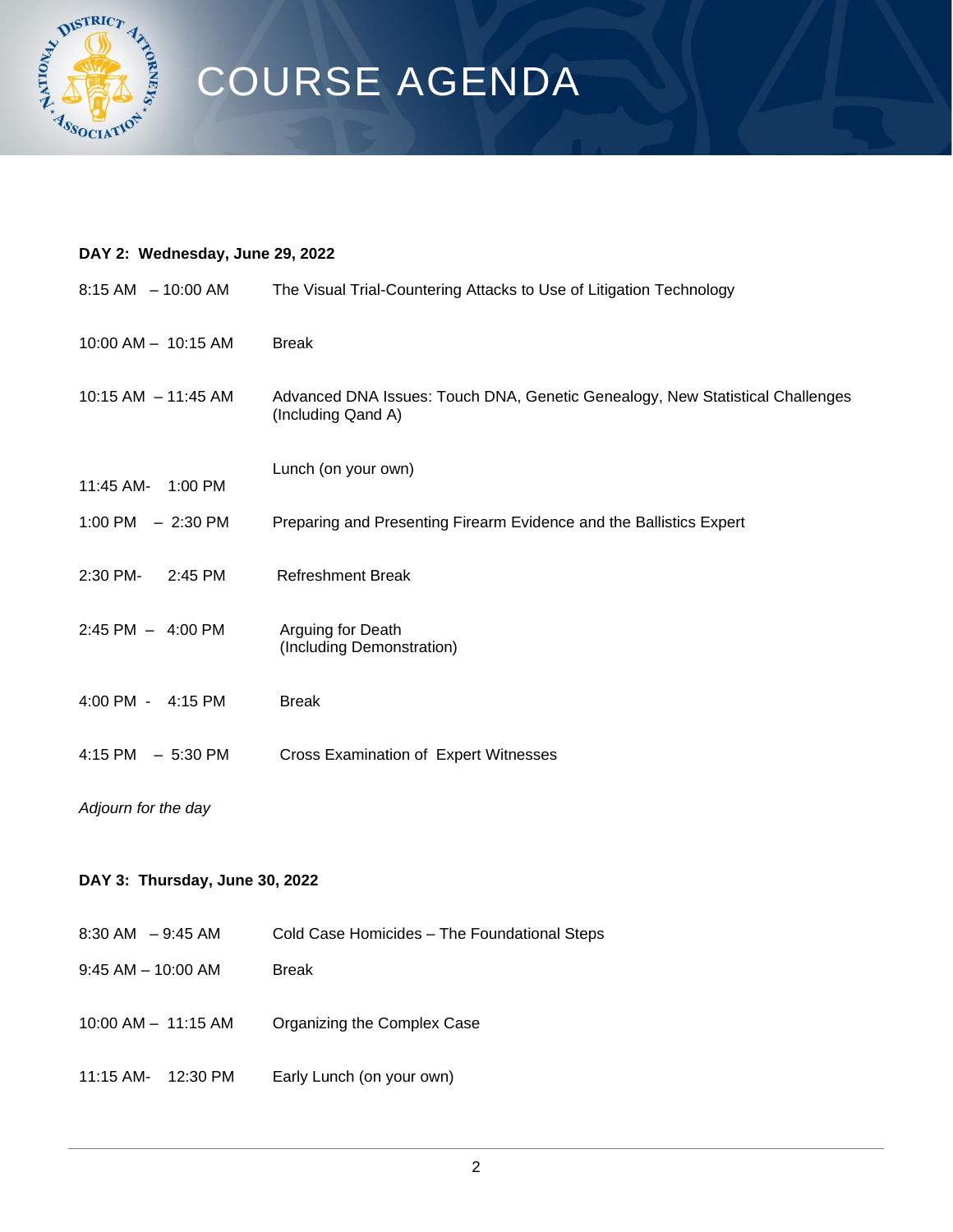# COURSE AGENDA

**DAY 2: Wednesday, June 29, 2022**

| Time | Session |
|---|---|
| 8:15 AM – 10:00 AM | The Visual Trial-Countering Attacks to Use of Litigation Technology |
| 10:00 AM – 10:15 AM | Break |
| 10:15 AM – 11:45 AM | Advanced DNA Issues: Touch DNA, Genetic Genealogy, New Statistical Challenges (Including Qand A) |
| 11:45 AM- 1:00 PM | Lunch (on your own) |
| 1:00 PM – 2:30 PM | Preparing and Presenting Firearm Evidence and the Ballistics Expert |
| 2:30 PM- 2:45 PM | Refreshment Break |
| 2:45 PM – 4:00 PM | Arguing for Death (Including Demonstration) |
| 4:00 PM - 4:15 PM | Break |
| 4:15 PM – 5:30 PM | Cross Examination of Expert Witnesses |

*Adjourn for the day*

**DAY 3: Thursday, June 30, 2022**

| Time | Session |
|---|---|
| 8:30 AM – 9:45 AM | Cold Case Homicides – The Foundational Steps |
| 9:45 AM – 10:00 AM | Break |
| 10:00 AM – 11:15 AM | Organizing the Complex Case |
| 11:15 AM- 12:30 PM | Early Lunch (on your own) |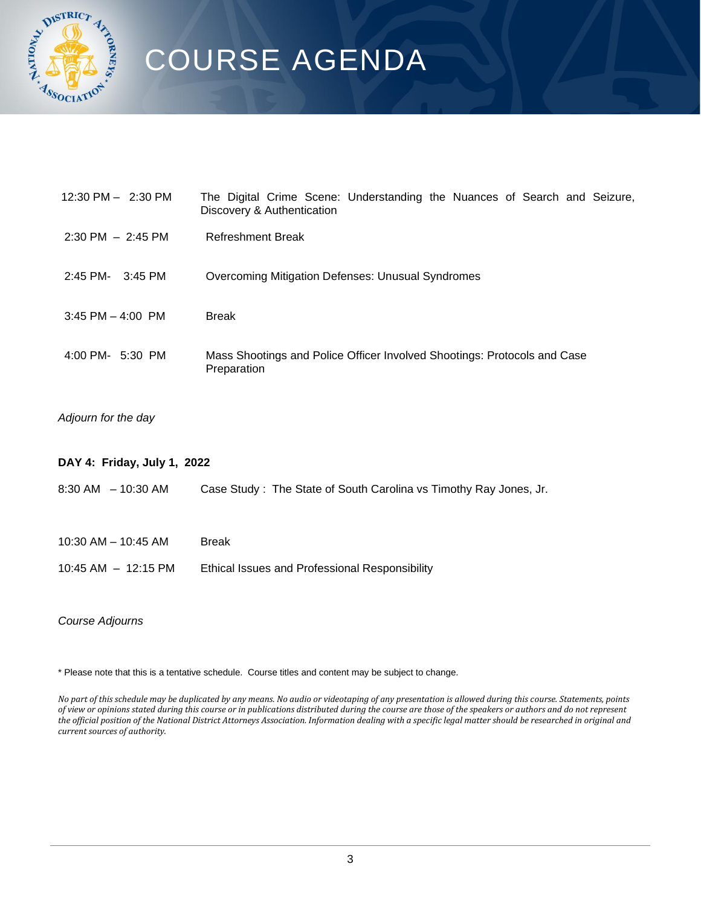# COURSE AGENDA

| | |
|---|---|
| 12:30 PM – 2:30 PM | The Digital Crime Scene: Understanding the Nuances of Search and Seizure, Discovery & Authentication |
| 2:30 PM – 2:45 PM | Refreshment Break |
| 2:45 PM- 3:45 PM | Overcoming Mitigation Defenses: Unusual Syndromes |
| 3:45 PM – 4:00 PM | Break |
| 4:00 PM- 5:30 PM | Mass Shootings and Police Officer Involved Shootings: Protocols and Case Preparation |

*Adjourn for the day*

**DAY 4: Friday, July 1, 2022**

| | |
|---|---|
| 8:30 AM – 10:30 AM | Case Study : The State of South Carolina vs Timothy Ray Jones, Jr. |
| 10:30 AM – 10:45 AM | Break |
| 10:45 AM – 12:15 PM | Ethical Issues and Professional Responsibility |

*Course Adjourns*

* Please note that this is a tentative schedule. Course titles and content may be subject to change.

*No part of this schedule may be duplicated by any means. No audio or videotaping of any presentation is allowed during this course. Statements, points of view or opinions stated during this course or in publications distributed during the course are those of the speakers or authors and do not represent the official position of the National District Attorneys Association. Information dealing with a specific legal matter should be researched in original and current sources of authority.*